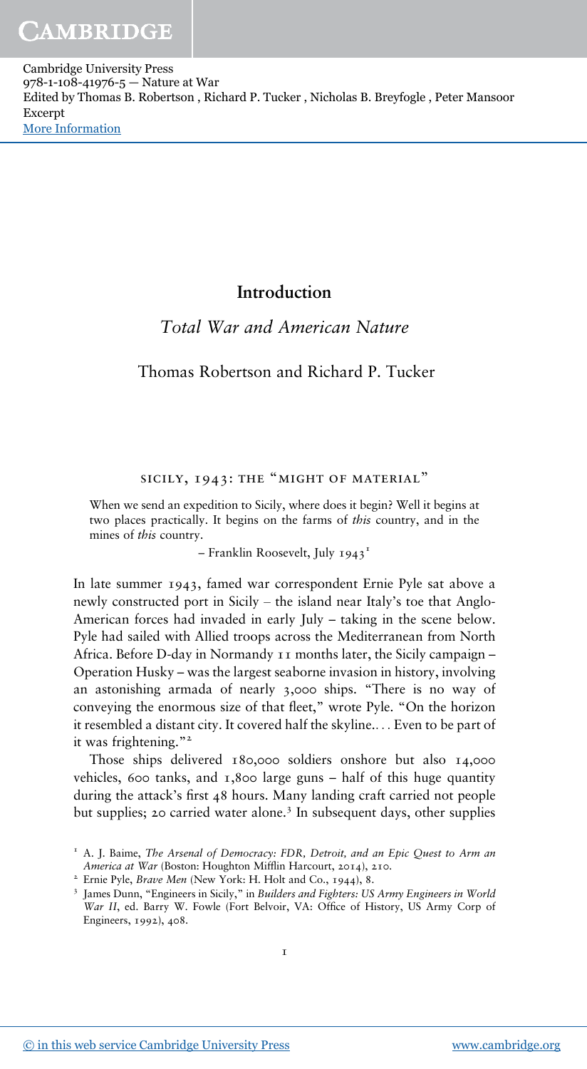# Introduction

## *Total War and American Nature*

### Thomas Robertson and Richard P. Tucker

#### SICILY, 1943: THE "MIGHT OF MATERIAL"

> When we send an expedition to Sicily, where does it begin? Well it begins at two places practically. It begins on the farms of *this* country, and in the mines of *this* country.
>
> – Franklin Roosevelt, July 1943[1]

In late summer 1943, famed war correspondent Ernie Pyle sat above a newly constructed port in Sicily – the island near Italy's toe that Anglo-American forces had invaded in early July – taking in the scene below. Pyle had sailed with Allied troops across the Mediterranean from North Africa. Before D-day in Normandy 11 months later, the Sicily campaign – Operation Husky – was the largest seaborne invasion in history, involving an astonishing armada of nearly 3,000 ships. "There is no way of conveying the enormous size of that fleet," wrote Pyle. "On the horizon it resembled a distant city. It covered half the skyline.... Even to be part of it was frightening."[2]

Those ships delivered 180,000 soldiers onshore but also 14,000 vehicles, 600 tanks, and 1,800 large guns – half of this huge quantity during the attack's first 48 hours. Many landing craft carried not people but supplies; 20 carried water alone.[3] In subsequent days, other supplies

---

[1] A. J. Baime, *The Arsenal of Democracy: FDR, Detroit, and an Epic Quest to Arm an America at War* (Boston: Houghton Mifflin Harcourt, 2014), 210.

[2] Ernie Pyle, *Brave Men* (New York: H. Holt and Co., 1944), 8.

[3] James Dunn, "Engineers in Sicily," in *Builders and Fighters: US Army Engineers in World War II*, ed. Barry W. Fowle (Fort Belvoir, VA: Office of History, US Army Corp of Engineers, 1992), 408.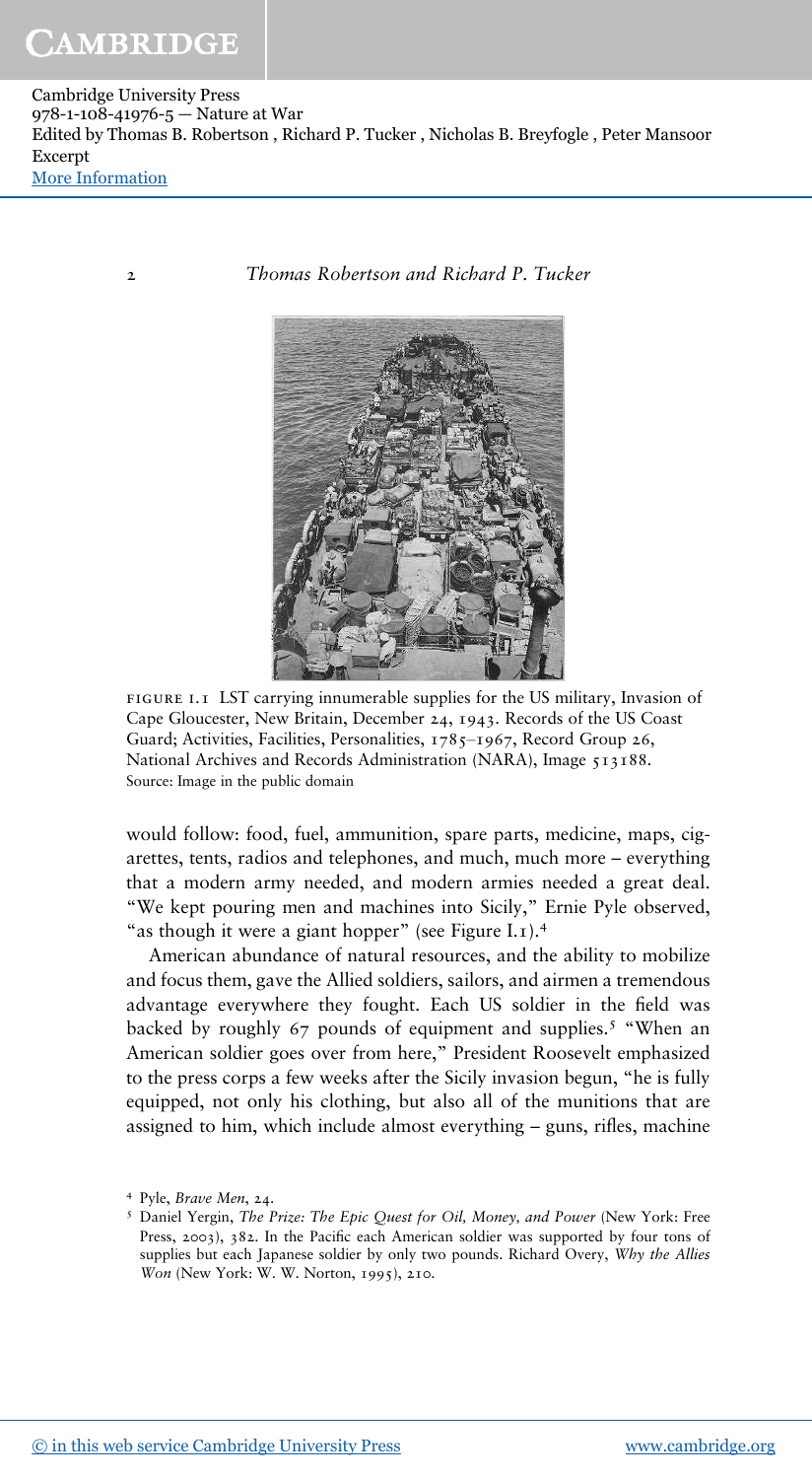FIGURE I.1 LST carrying innumerable supplies for the US military, Invasion of Cape Gloucester, New Britain, December 24, 1943. Records of the US Coast Guard; Activities, Facilities, Personalities, 1785–1967, Record Group 26, National Archives and Records Administration (NARA), Image 513188.
Source: Image in the public domain

would follow: food, fuel, ammunition, spare parts, medicine, maps, cigarettes, tents, radios and telephones, and much, much more – everything that a modern army needed, and modern armies needed a great deal. "We kept pouring men and machines into Sicily," Ernie Pyle observed, "as though it were a giant hopper" (see Figure I.1).[4]

American abundance of natural resources, and the ability to mobilize and focus them, gave the Allied soldiers, sailors, and airmen a tremendous advantage everywhere they fought. Each US soldier in the field was backed by roughly 67 pounds of equipment and supplies.[5] "When an American soldier goes over from here," President Roosevelt emphasized to the press corps a few weeks after the Sicily invasion begun, "he is fully equipped, not only his clothing, but also all of the munitions that are assigned to him, which include almost everything – guns, rifles, machine

[4] Pyle, *Brave Men*, 24.

[5] Daniel Yergin, *The Prize: The Epic Quest for Oil, Money, and Power* (New York: Free Press, 2003), 382. In the Pacific each American soldier was supported by four tons of supplies but each Japanese soldier by only two pounds. Richard Overy, *Why the Allies Won* (New York: W. W. Norton, 1995), 210.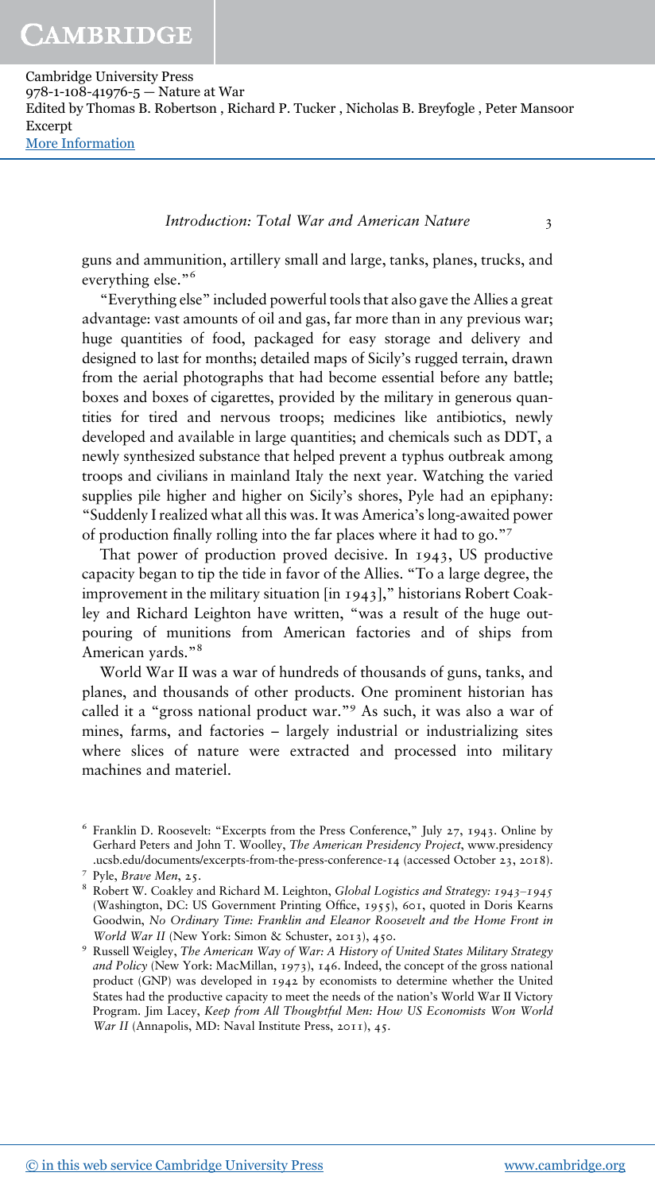guns and ammunition, artillery small and large, tanks, planes, trucks, and everything else."[6]

"Everything else" included powerful tools that also gave the Allies a great advantage: vast amounts of oil and gas, far more than in any previous war; huge quantities of food, packaged for easy storage and delivery and designed to last for months; detailed maps of Sicily's rugged terrain, drawn from the aerial photographs that had become essential before any battle; boxes and boxes of cigarettes, provided by the military in generous quantities for tired and nervous troops; medicines like antibiotics, newly developed and available in large quantities; and chemicals such as DDT, a newly synthesized substance that helped prevent a typhus outbreak among troops and civilians in mainland Italy the next year. Watching the varied supplies pile higher and higher on Sicily's shores, Pyle had an epiphany: "Suddenly I realized what all this was. It was America's long-awaited power of production finally rolling into the far places where it had to go."[7]

That power of production proved decisive. In 1943, US productive capacity began to tip the tide in favor of the Allies. "To a large degree, the improvement in the military situation [in 1943]," historians Robert Coakley and Richard Leighton have written, "was a result of the huge outpouring of munitions from American factories and of ships from American yards."[8]

World War II was a war of hundreds of thousands of guns, tanks, and planes, and thousands of other products. One prominent historian has called it a "gross national product war."[9] As such, it was also a war of mines, farms, and factories – largely industrial or industrializing sites where slices of nature were extracted and processed into military machines and materiel.

---

[6] Franklin D. Roosevelt: "Excerpts from the Press Conference," July 27, 1943. Online by Gerhard Peters and John T. Woolley, *The American Presidency Project*, www.presidency.ucsb.edu/documents/excerpts-from-the-press-conference-14 (accessed October 23, 2018).

[7] Pyle, *Brave Men*, 25.

[8] Robert W. Coakley and Richard M. Leighton, *Global Logistics and Strategy: 1943–1945* (Washington, DC: US Government Printing Office, 1955), 601, quoted in Doris Kearns Goodwin, *No Ordinary Time: Franklin and Eleanor Roosevelt and the Home Front in World War II* (New York: Simon & Schuster, 2013), 450.

[9] Russell Weigley, *The American Way of War: A History of United States Military Strategy and Policy* (New York: MacMillan, 1973), 146. Indeed, the concept of the gross national product (GNP) was developed in 1942 by economists to determine whether the United States had the productive capacity to meet the needs of the nation's World War II Victory Program. Jim Lacey, *Keep from All Thoughtful Men: How US Economists Won World War II* (Annapolis, MD: Naval Institute Press, 2011), 45.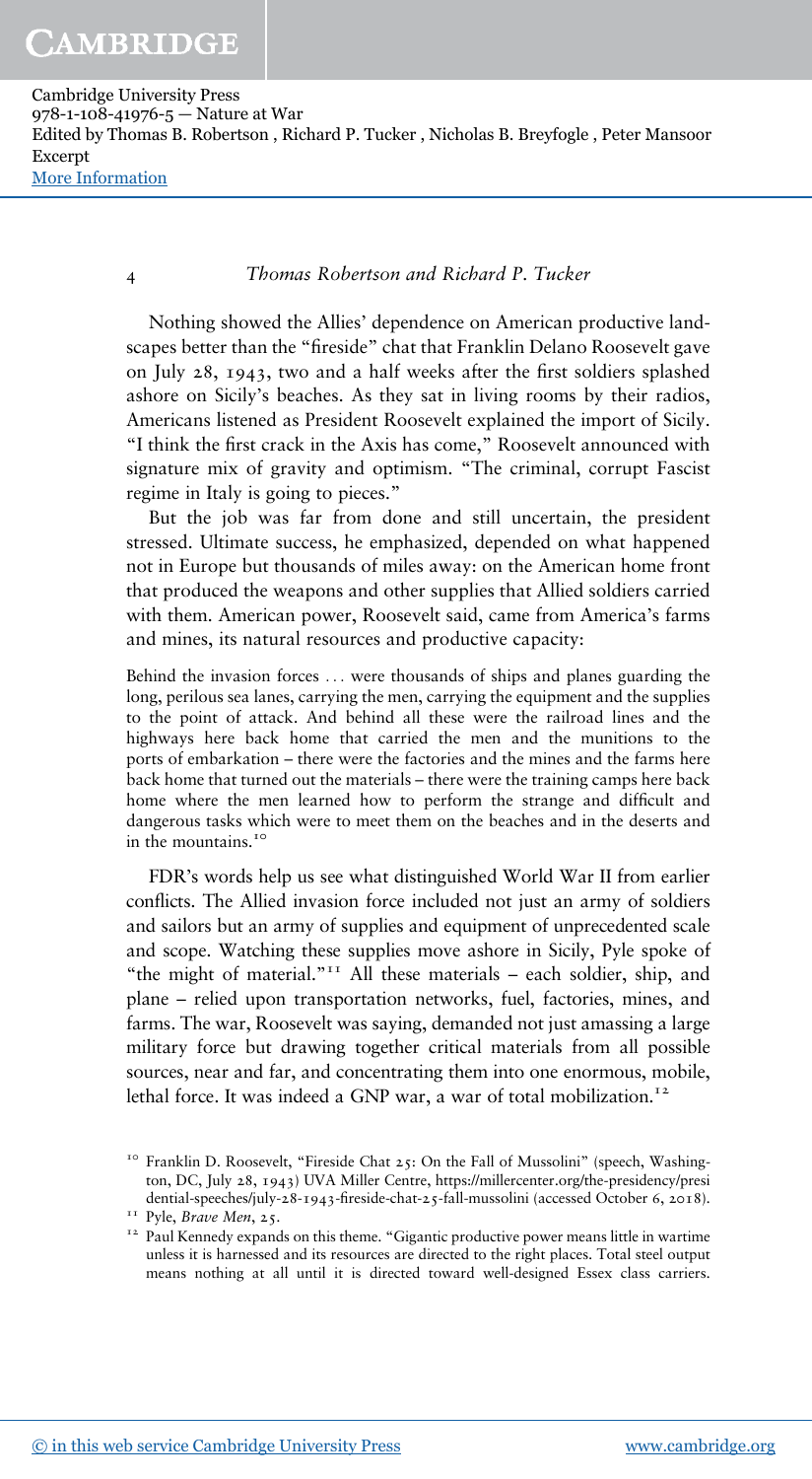Nothing showed the Allies' dependence on American productive landscapes better than the "fireside" chat that Franklin Delano Roosevelt gave on July 28, 1943, two and a half weeks after the first soldiers splashed ashore on Sicily's beaches. As they sat in living rooms by their radios, Americans listened as President Roosevelt explained the import of Sicily. "I think the first crack in the Axis has come," Roosevelt announced with signature mix of gravity and optimism. "The criminal, corrupt Fascist regime in Italy is going to pieces."

But the job was far from done and still uncertain, the president stressed. Ultimate success, he emphasized, depended on what happened not in Europe but thousands of miles away: on the American home front that produced the weapons and other supplies that Allied soldiers carried with them. American power, Roosevelt said, came from America's farms and mines, its natural resources and productive capacity:

> Behind the invasion forces ... were thousands of ships and planes guarding the long, perilous sea lanes, carrying the men, carrying the equipment and the supplies to the point of attack. And behind all these were the railroad lines and the highways here back home that carried the men and the munitions to the ports of embarkation – there were the factories and the mines and the farms here back home that turned out the materials – there were the training camps here back home where the men learned how to perform the strange and difficult and dangerous tasks which were to meet them on the beaches and in the deserts and in the mountains.[10]

FDR's words help us see what distinguished World War II from earlier conflicts. The Allied invasion force included not just an army of soldiers and sailors but an army of supplies and equipment of unprecedented scale and scope. Watching these supplies move ashore in Sicily, Pyle spoke of "the might of material."[11] All these materials – each soldier, ship, and plane – relied upon transportation networks, fuel, factories, mines, and farms. The war, Roosevelt was saying, demanded not just amassing a large military force but drawing together critical materials from all possible sources, near and far, and concentrating them into one enormous, mobile, lethal force. It was indeed a GNP war, a war of total mobilization.[12]

---

[10] Franklin D. Roosevelt, "Fireside Chat 25: On the Fall of Mussolini" (speech, Washington, DC, July 28, 1943) UVA Miller Centre, https://millercenter.org/the-presidency/presidential-speeches/july-28-1943-fireside-chat-25-fall-mussolini (accessed October 6, 2018).

[11] Pyle, *Brave Men*, 25.

[12] Paul Kennedy expands on this theme. "Gigantic productive power means little in wartime unless it is harnessed and its resources are directed to the right places. Total steel output means nothing at all until it is directed toward well-designed Essex class carriers.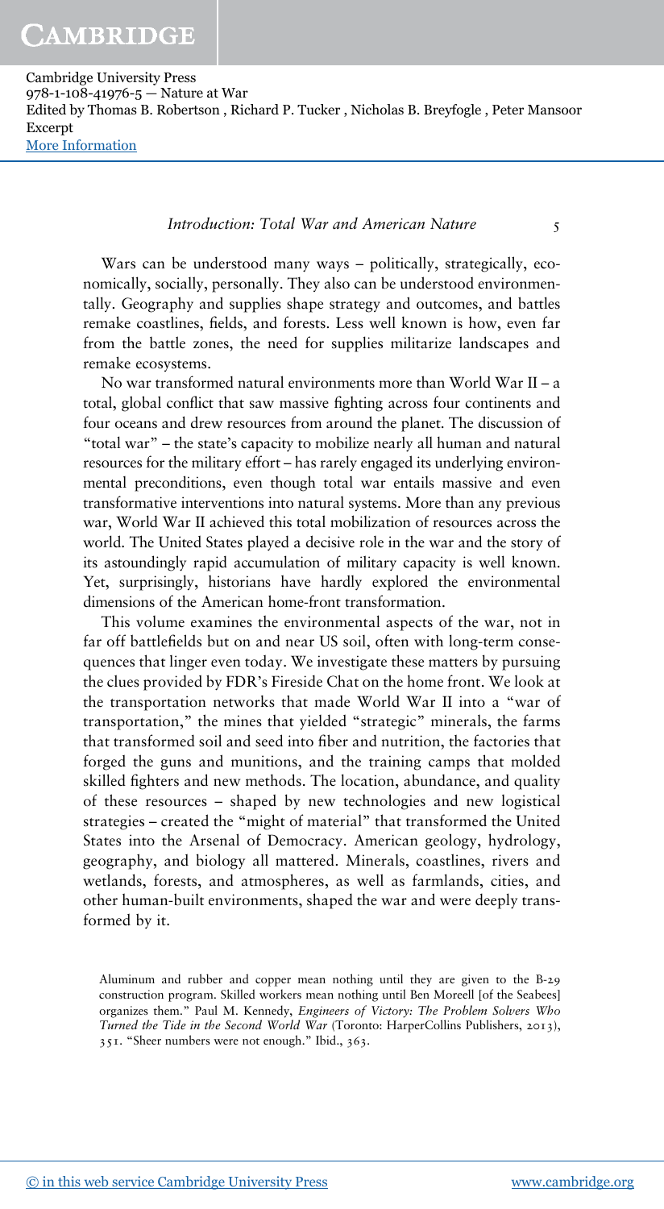Wars can be understood many ways – politically, strategically, economically, socially, personally. They also can be understood environmentally. Geography and supplies shape strategy and outcomes, and battles remake coastlines, fields, and forests. Less well known is how, even far from the battle zones, the need for supplies militarize landscapes and remake ecosystems.

No war transformed natural environments more than World War II – a total, global conflict that saw massive fighting across four continents and four oceans and drew resources from around the planet. The discussion of "total war" – the state's capacity to mobilize nearly all human and natural resources for the military effort – has rarely engaged its underlying environmental preconditions, even though total war entails massive and even transformative interventions into natural systems. More than any previous war, World War II achieved this total mobilization of resources across the world. The United States played a decisive role in the war and the story of its astoundingly rapid accumulation of military capacity is well known. Yet, surprisingly, historians have hardly explored the environmental dimensions of the American home-front transformation.

This volume examines the environmental aspects of the war, not in far off battlefields but on and near US soil, often with long-term consequences that linger even today. We investigate these matters by pursuing the clues provided by FDR's Fireside Chat on the home front. We look at the transportation networks that made World War II into a "war of transportation," the mines that yielded "strategic" minerals, the farms that transformed soil and seed into fiber and nutrition, the factories that forged the guns and munitions, and the training camps that molded skilled fighters and new methods. The location, abundance, and quality of these resources – shaped by new technologies and new logistical strategies – created the "might of material" that transformed the United States into the Arsenal of Democracy. American geology, hydrology, geography, and biology all mattered. Minerals, coastlines, rivers and wetlands, forests, and atmospheres, as well as farmlands, cities, and other human-built environments, shaped the war and were deeply transformed by it.

Aluminum and rubber and copper mean nothing until they are given to the B-29 construction program. Skilled workers mean nothing until Ben Moreell [of the Seabees] organizes them." Paul M. Kennedy, *Engineers of Victory: The Problem Solvers Who Turned the Tide in the Second World War* (Toronto: HarperCollins Publishers, 2013), 351. "Sheer numbers were not enough." Ibid., 363.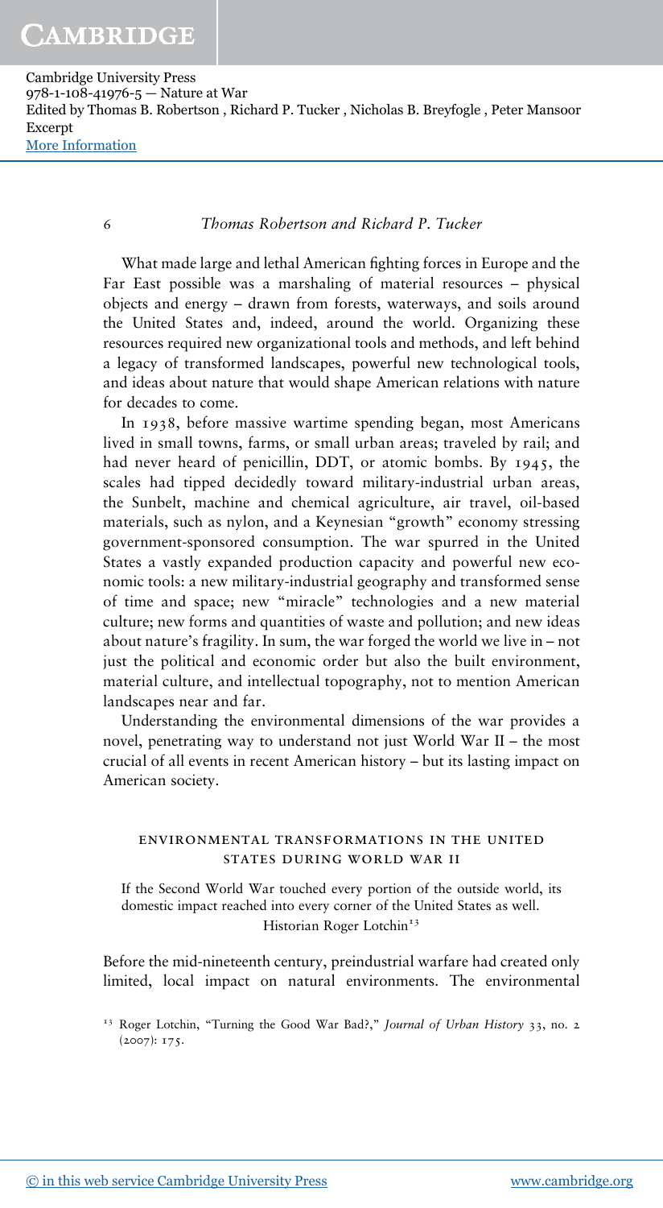What made large and lethal American fighting forces in Europe and the Far East possible was a marshaling of material resources – physical objects and energy – drawn from forests, waterways, and soils around the United States and, indeed, around the world. Organizing these resources required new organizational tools and methods, and left behind a legacy of transformed landscapes, powerful new technological tools, and ideas about nature that would shape American relations with nature for decades to come.

In 1938, before massive wartime spending began, most Americans lived in small towns, farms, or small urban areas; traveled by rail; and had never heard of penicillin, DDT, or atomic bombs. By 1945, the scales had tipped decidedly toward military-industrial urban areas, the Sunbelt, machine and chemical agriculture, air travel, oil-based materials, such as nylon, and a Keynesian "growth" economy stressing government-sponsored consumption. The war spurred in the United States a vastly expanded production capacity and powerful new economic tools: a new military-industrial geography and transformed sense of time and space; new "miracle" technologies and a new material culture; new forms and quantities of waste and pollution; and new ideas about nature's fragility. In sum, the war forged the world we live in – not just the political and economic order but also the built environment, material culture, and intellectual topography, not to mention American landscapes near and far.

Understanding the environmental dimensions of the war provides a novel, penetrating way to understand not just World War II – the most crucial of all events in recent American history – but its lasting impact on American society.

## ENVIRONMENTAL TRANSFORMATIONS IN THE UNITED STATES DURING WORLD WAR II

> If the Second World War touched every portion of the outside world, its domestic impact reached into every corner of the United States as well.
>
> Historian Roger Lotchin[13]

Before the mid-nineteenth century, preindustrial warfare had created only limited, local impact on natural environments. The environmental

[13] Roger Lotchin, "Turning the Good War Bad?," *Journal of Urban History* 33, no. 2 (2007): 175.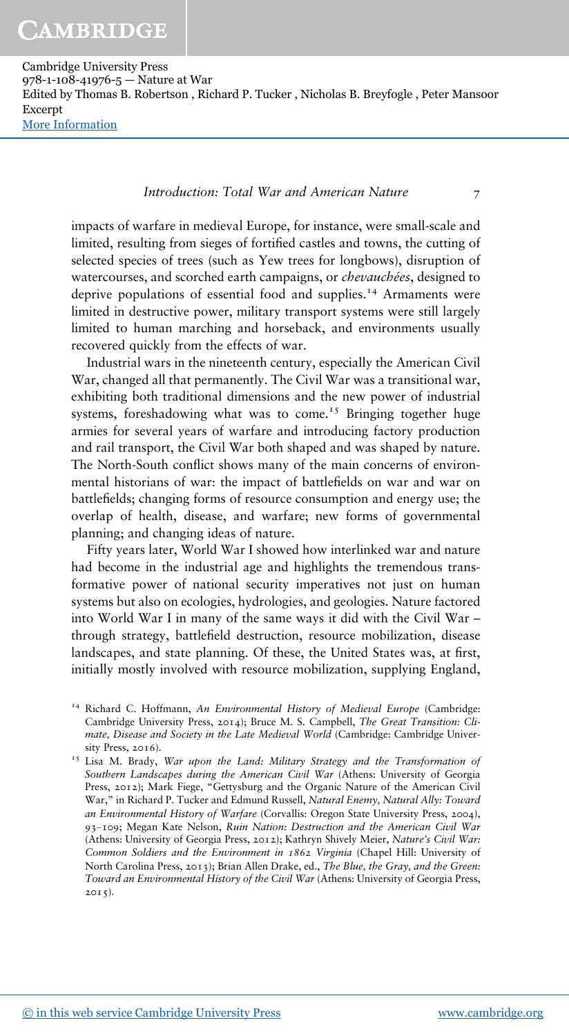impacts of warfare in medieval Europe, for instance, were small-scale and limited, resulting from sieges of fortified castles and towns, the cutting of selected species of trees (such as Yew trees for longbows), disruption of watercourses, and scorched earth campaigns, or *chevauchées*, designed to deprive populations of essential food and supplies.[14] Armaments were limited in destructive power, military transport systems were still largely limited to human marching and horseback, and environments usually recovered quickly from the effects of war.

Industrial wars in the nineteenth century, especially the American Civil War, changed all that permanently. The Civil War was a transitional war, exhibiting both traditional dimensions and the new power of industrial systems, foreshadowing what was to come.[15] Bringing together huge armies for several years of warfare and introducing factory production and rail transport, the Civil War both shaped and was shaped by nature. The North-South conflict shows many of the main concerns of environmental historians of war: the impact of battlefields on war and war on battlefields; changing forms of resource consumption and energy use; the overlap of health, disease, and warfare; new forms of governmental planning; and changing ideas of nature.

Fifty years later, World War I showed how interlinked war and nature had become in the industrial age and highlights the tremendous transformative power of national security imperatives not just on human systems but also on ecologies, hydrologies, and geologies. Nature factored into World War I in many of the same ways it did with the Civil War – through strategy, battlefield destruction, resource mobilization, disease landscapes, and state planning. Of these, the United States was, at first, initially mostly involved with resource mobilization, supplying England,

[14] Richard C. Hoffmann, *An Environmental History of Medieval Europe* (Cambridge: Cambridge University Press, 2014); Bruce M. S. Campbell, *The Great Transition: Climate, Disease and Society in the Late Medieval World* (Cambridge: Cambridge University Press, 2016).

[15] Lisa M. Brady, *War upon the Land: Military Strategy and the Transformation of Southern Landscapes during the American Civil War* (Athens: University of Georgia Press, 2012); Mark Fiege, "Gettysburg and the Organic Nature of the American Civil War," in Richard P. Tucker and Edmund Russell, *Natural Enemy, Natural Ally: Toward an Environmental History of Warfare* (Corvallis: Oregon State University Press, 2004), 93–109; Megan Kate Nelson, *Ruin Nation: Destruction and the American Civil War* (Athens: University of Georgia Press, 2012); Kathryn Shively Meier, *Nature's Civil War: Common Soldiers and the Environment in 1862 Virginia* (Chapel Hill: University of North Carolina Press, 2013); Brian Allen Drake, ed., *The Blue, the Gray, and the Green: Toward an Environmental History of the Civil War* (Athens: University of Georgia Press, 2015).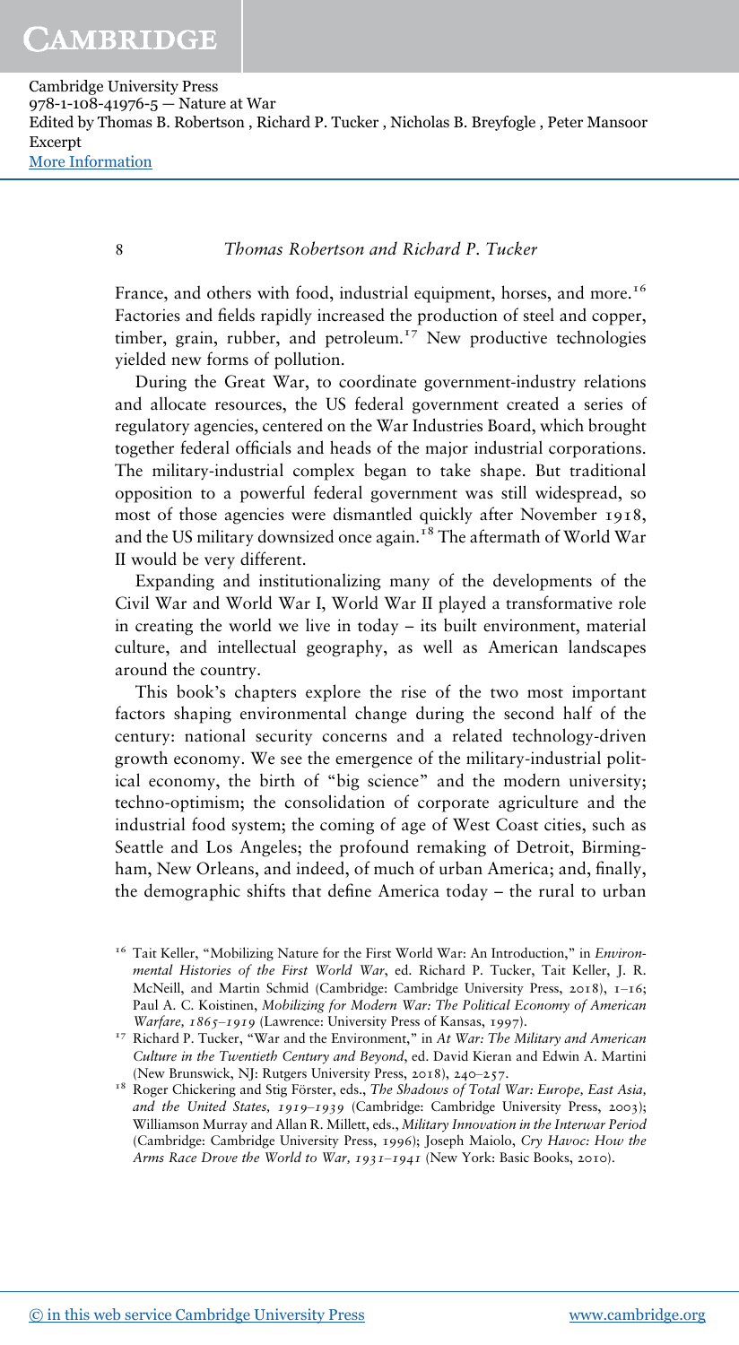France, and others with food, industrial equipment, horses, and more.[16] Factories and fields rapidly increased the production of steel and copper, timber, grain, rubber, and petroleum.[17] New productive technologies yielded new forms of pollution.

During the Great War, to coordinate government-industry relations and allocate resources, the US federal government created a series of regulatory agencies, centered on the War Industries Board, which brought together federal officials and heads of the major industrial corporations. The military-industrial complex began to take shape. But traditional opposition to a powerful federal government was still widespread, so most of those agencies were dismantled quickly after November 1918, and the US military downsized once again.[18] The aftermath of World War II would be very different.

Expanding and institutionalizing many of the developments of the Civil War and World War I, World War II played a transformative role in creating the world we live in today – its built environment, material culture, and intellectual geography, as well as American landscapes around the country.

This book's chapters explore the rise of the two most important factors shaping environmental change during the second half of the century: national security concerns and a related technology-driven growth economy. We see the emergence of the military-industrial political economy, the birth of "big science" and the modern university; techno-optimism; the consolidation of corporate agriculture and the industrial food system; the coming of age of West Coast cities, such as Seattle and Los Angeles; the profound remaking of Detroit, Birmingham, New Orleans, and indeed, of much of urban America; and, finally, the demographic shifts that define America today – the rural to urban

---

[16] Tait Keller, "Mobilizing Nature for the First World War: An Introduction," in *Environmental Histories of the First World War*, ed. Richard P. Tucker, Tait Keller, J. R. McNeill, and Martin Schmid (Cambridge: Cambridge University Press, 2018), 1–16; Paul A. C. Koistinen, *Mobilizing for Modern War: The Political Economy of American Warfare, 1865–1919* (Lawrence: University Press of Kansas, 1997).

[17] Richard P. Tucker, "War and the Environment," in *At War: The Military and American Culture in the Twentieth Century and Beyond*, ed. David Kieran and Edwin A. Martini (New Brunswick, NJ: Rutgers University Press, 2018), 240–257.

[18] Roger Chickering and Stig Förster, eds., *The Shadows of Total War: Europe, East Asia, and the United States, 1919–1939* (Cambridge: Cambridge University Press, 2003); Williamson Murray and Allan R. Millett, eds., *Military Innovation in the Interwar Period* (Cambridge: Cambridge University Press, 1996); Joseph Maiolo, *Cry Havoc: How the Arms Race Drove the World to War, 1931–1941* (New York: Basic Books, 2010).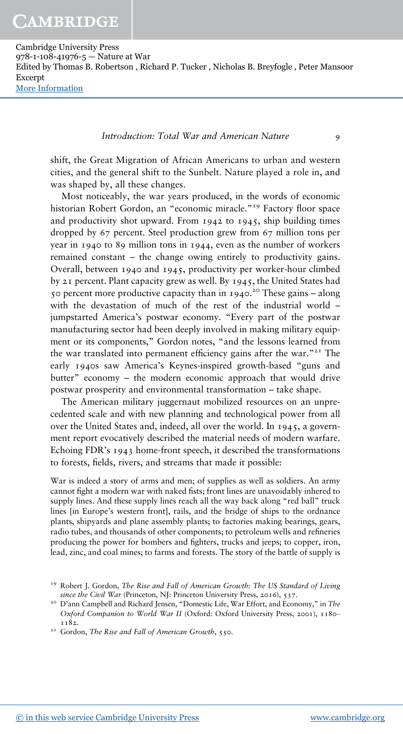shift, the Great Migration of African Americans to urban and western cities, and the general shift to the Sunbelt. Nature played a role in, and was shaped by, all these changes.

Most noticeably, the war years produced, in the words of economic historian Robert Gordon, an "economic miracle."[19] Factory floor space and productivity shot upward. From 1942 to 1945, ship building times dropped by 67 percent. Steel production grew from 67 million tons per year in 1940 to 89 million tons in 1944, even as the number of workers remained constant – the change owing entirely to productivity gains. Overall, between 1940 and 1945, productivity per worker-hour climbed by 21 percent. Plant capacity grew as well. By 1945, the United States had 50 percent more productive capacity than in 1940.[20] These gains – along with the devastation of much of the rest of the industrial world – jumpstarted America's postwar economy. "Every part of the postwar manufacturing sector had been deeply involved in making military equipment or its components," Gordon notes, "and the lessons learned from the war translated into permanent efficiency gains after the war."[21] The early 1940s saw America's Keynes-inspired growth-based "guns and butter" economy – the modern economic approach that would drive postwar prosperity and environmental transformation – take shape.

The American military juggernaut mobilized resources on an unprecedented scale and with new planning and technological power from all over the United States and, indeed, all over the world. In 1945, a government report evocatively described the material needs of modern warfare. Echoing FDR's 1943 home-front speech, it described the transformations to forests, fields, rivers, and streams that made it possible:

> War is indeed a story of arms and men; of supplies as well as soldiers. An army cannot fight a modern war with naked fists; front lines are unavoidably inhered to supply lines. And these supply lines reach all the way back along "red ball" truck lines [in Europe's western front], rails, and the bridge of ships to the ordnance plants, shipyards and plane assembly plants; to factories making bearings, gears, radio tubes, and thousands of other components; to petroleum wells and refineries producing the power for bombers and fighters, trucks and jeeps; to copper, iron, lead, zinc, and coal mines; to farms and forests. The story of the battle of supply is

---

[19] Robert J. Gordon, *The Rise and Fall of American Growth: The US Standard of Living since the Civil War* (Princeton, NJ: Princeton University Press, 2016), 537.

[20] D'ann Campbell and Richard Jensen, "Domestic Life, War Effort, and Economy," in *The Oxford Companion to World War II* (Oxford: Oxford University Press, 2001), 1180–1182.

[21] Gordon, *The Rise and Fall of American Growth*, 550.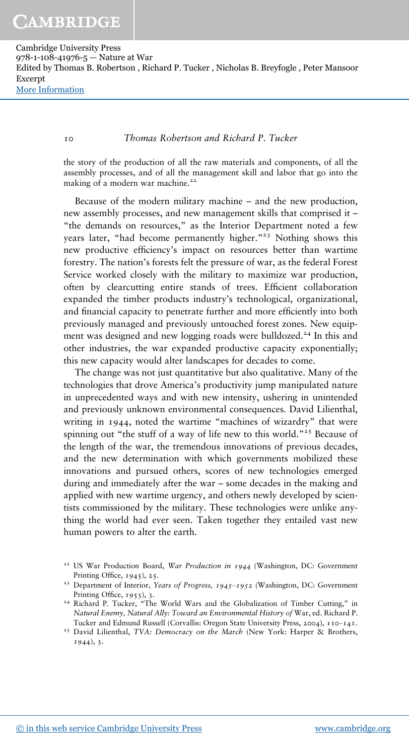the story of the production of all the raw materials and components, of all the assembly processes, and of all the management skill and labor that go into the making of a modern war machine.[22]

Because of the modern military machine – and the new production, new assembly processes, and new management skills that comprised it – "the demands on resources," as the Interior Department noted a few years later, "had become permanently higher."[23] Nothing shows this new productive efficiency's impact on resources better than wartime forestry. The nation's forests felt the pressure of war, as the federal Forest Service worked closely with the military to maximize war production, often by clearcutting entire stands of trees. Efficient collaboration expanded the timber products industry's technological, organizational, and financial capacity to penetrate further and more efficiently into both previously managed and previously untouched forest zones. New equipment was designed and new logging roads were bulldozed.[24] In this and other industries, the war expanded productive capacity exponentially; this new capacity would alter landscapes for decades to come.

The change was not just quantitative but also qualitative. Many of the technologies that drove America's productivity jump manipulated nature in unprecedented ways and with new intensity, ushering in unintended and previously unknown environmental consequences. David Lilienthal, writing in 1944, noted the wartime "machines of wizardry" that were spinning out "the stuff of a way of life new to this world."[25] Because of the length of the war, the tremendous innovations of previous decades, and the new determination with which governments mobilized these innovations and pursued others, scores of new technologies emerged during and immediately after the war – some decades in the making and applied with new wartime urgency, and others newly developed by scientists commissioned by the military. These technologies were unlike anything the world had ever seen. Taken together they entailed vast new human powers to alter the earth.

[22] US War Production Board, *War Production in 1944* (Washington, DC: Government Printing Office, 1945), 25.

[23] Department of Interior, *Years of Progress, 1945–1952* (Washington, DC: Government Printing Office, 1953), 3.

[24] Richard P. Tucker, "The World Wars and the Globalization of Timber Cutting," in *Natural Enemy, Natural Ally: Toward an Environmental History of War*, ed. Richard P. Tucker and Edmund Russell (Corvallis: Oregon State University Press, 2004), 110–141.

[25] David Lilienthal, *TVA: Democracy on the March* (New York: Harper & Brothers, 1944), 3.